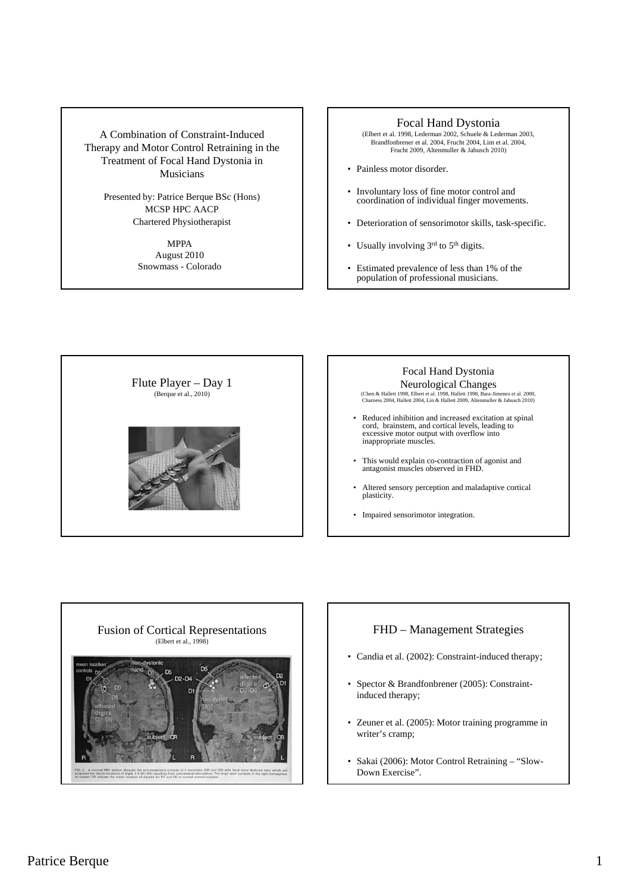## A Combination of Constraint-Induced Therapy and Motor Control Retraining in the Treatment of Focal Hand Dystonia in Musicians

Presented by: Patrice Berque BSc (Hons) MCSP HPC AACP
Chartered Physiotherapist

MPPA
August 2010
Snowmass - Colorado

## Focal Hand Dystonia

(Elbert et al. 1998, Lederman 2002, Schuele & Lederman 2003, Brandfonbrener et al. 2004, Frucht 2004, Lim et al. 2004, Frucht 2009, Altenmuller & Jabusch 2010)

- Painless motor disorder.
- Involuntary loss of fine motor control and coordination of individual finger movements.
- Deterioration of sensorimotor skills, task-specific.
- Usually involving 3rd to 5th digits.
- Estimated prevalence of less than 1% of the population of professional musicians.

## Flute Player – Day 1

(Berque et al., 2010)

## Focal Hand Dystonia Neurological Changes

(Chen & Hallett 1998, Elbert et al. 1998, Hallett 1998, Bara-Jimenez et al. 2000, Charness 2004, Hallett 2004, Lin & Hallett 2009, Altenmuller & Jabusch 2010)

- Reduced inhibition and increased excitation at spinal cord, brainstem, and cortical levels, leading to excessive motor output with overflow into inappropriate muscles.
- This would explain co-contraction of agonist and antagonist muscles observed in FHD.
- Altered sensory perception and maladaptive cortical plasticity.
- Impaired sensorimotor integration.

## Fusion of Cortical Representations

(Elbert et al., 1998)

## FHD – Management Strategies

- Candia et al. (2002): Constraint-induced therapy;
- Spector & Brandfonbrener (2005): Constraint-induced therapy;
- Zeuner et al. (2005): Motor training programme in writer's cramp;
- Sakai (2006): Motor Control Retraining – "Slow-Down Exercise".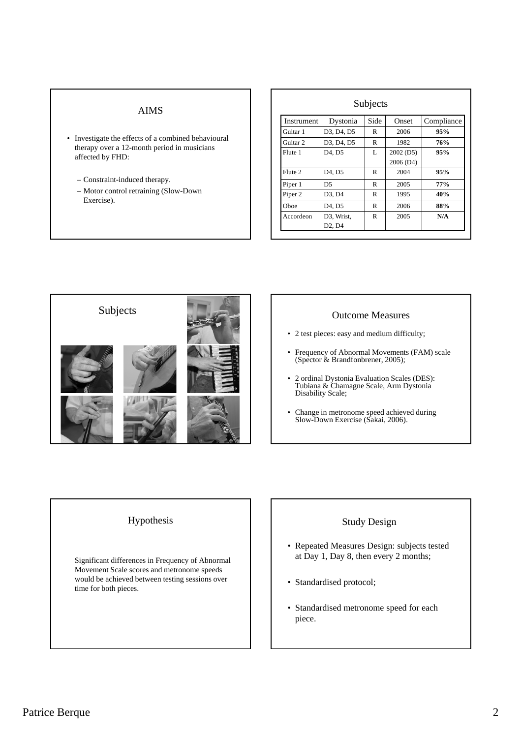## AIMS

- Investigate the effects of a combined behavioural therapy over a 12-month period in musicians affected by FHD:
  - Constraint-induced therapy.
  - Motor control retraining (Slow-Down Exercise).

## Subjects

| Instrument | Dystonia | Side | Onset | Compliance |
|---|---|---|---|---|
| Guitar 1 | D3, D4, D5 | R | 2006 | **95%** |
| Guitar 2 | D3, D4, D5 | R | 1982 | **76%** |
| Flute 1 | D4, D5 | L | 2002 (D5) 2006 (D4) | **95%** |
| Flute 2 | D4, D5 | R | 2004 | **95%** |
| Piper 1 | D5 | R | 2005 | **77%** |
| Piper 2 | D3, D4 | R | 1995 | **40%** |
| Oboe | D4, D5 | R | 2006 | **88%** |
| Accordeon | D3, Wrist, D2, D4 | R | 2005 | **N/A** |

## Subjects

## Outcome Measures

- 2 test pieces: easy and medium difficulty;
- Frequency of Abnormal Movements (FAM) scale (Spector & Brandfonbrener, 2005);
- 2 ordinal Dystonia Evaluation Scales (DES): Tubiana & Chamagne Scale, Arm Dystonia Disability Scale;
- Change in metronome speed achieved during Slow-Down Exercise (Sakai, 2006).

## Hypothesis

Significant differences in Frequency of Abnormal Movement Scale scores and metronome speeds would be achieved between testing sessions over time for both pieces.

## Study Design

- Repeated Measures Design: subjects tested at Day 1, Day 8, then every 2 months;
- Standardised protocol;
- Standardised metronome speed for each piece.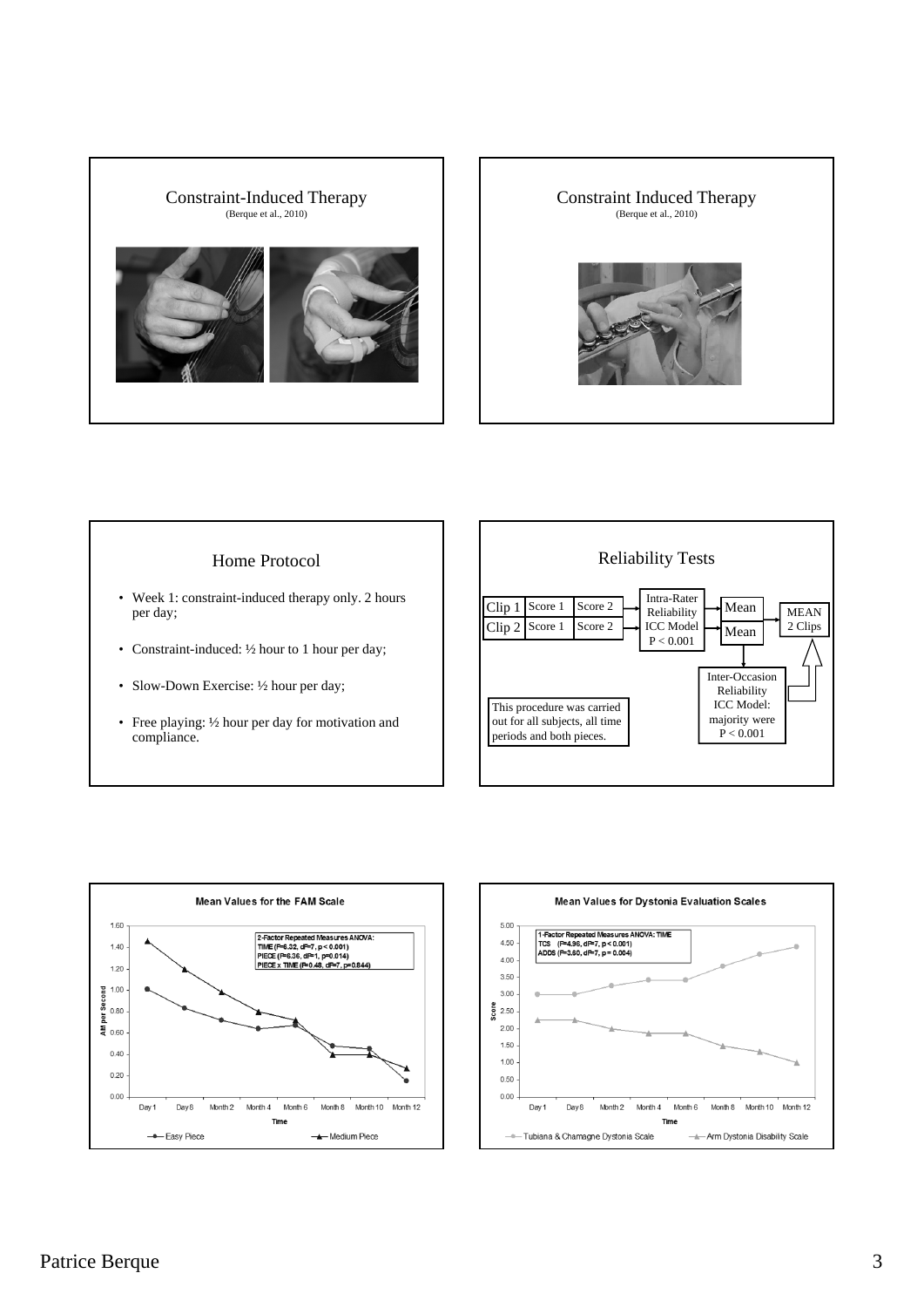## Constraint-Induced Therapy

(Berque et al., 2010)

## Constraint Induced Therapy

(Berque et al., 2010)

## Home Protocol

- Week 1: constraint-induced therapy only. 2 hours per day;
- Constraint-induced: ½ hour to 1 hour per day;
- Slow-Down Exercise: ½ hour per day;
- Free playing: ½ hour per day for motivation and compliance.

## Reliability Tests

| | | |
|---|---|---|
| Clip 1 | Score 1 | Score 2 |
| Clip 2 | Score 1 | Score 2 |

→ Intra-Rater Reliability ICC Model $P < 0.001$ → Mean / Mean → MEAN 2 Clips

Inter-Occasion Reliability ICC Model: majority were $P < 0.001$

This procedure was carried out for all subjects, all time periods and both pieces.

**Mean Values for the FAM Scale**

2-Factor Repeated Measures ANOVA:
TIME ($F=6.32$, $dF=7$, $p < 0.001$)
PIECE ($F=6.36$, $dF=1$, $p=0.014$)
PIECE x TIME ($F=0.48$, $dF=7$, $p=0.844$)

Y-axis: AM per Second; X-axis: Time (Day 1, Day 8, Month 2, Month 4, Month 6, Month 8, Month 10, Month 12)

Legend: Easy Piece; Medium Piece

**Mean Values for Dystonia Evaluation Scales**

1-Factor Repeated Measures ANOVA: TIME
TCS ($F=4.96$, $dF=7$, $p < 0.001$)
ADDS ($F=3.60$, $dF=7$, $p = 0.004$)

Y-axis: Score; X-axis: Time (Day 1, Day 8, Month 2, Month 4, Month 6, Month 8, Month 10, Month 12)

Legend: Tubiana & Chamagne Dystonia Scale; Arm Dystonia Disability Scale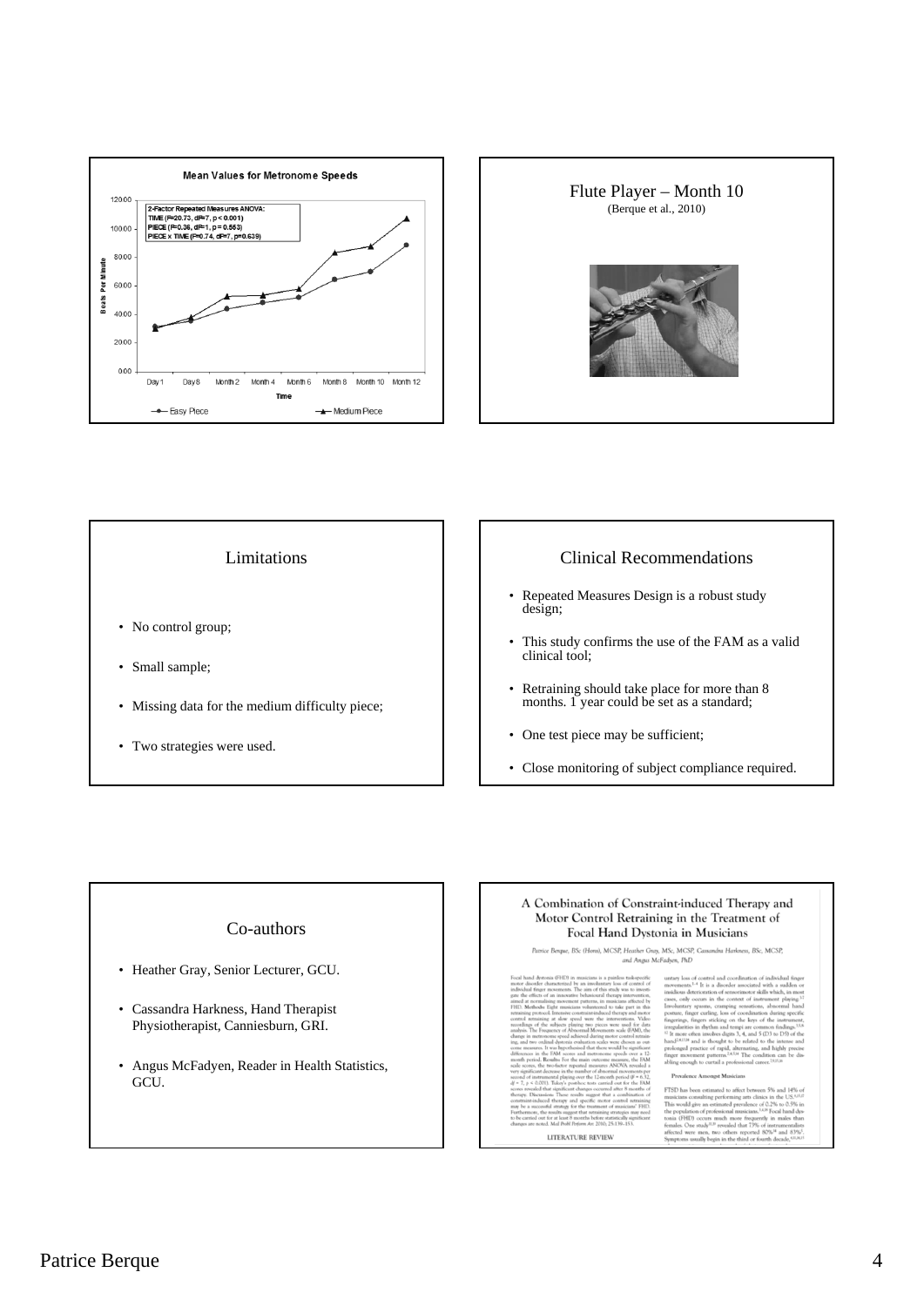Mean Values for Metronome Speeds

2-Factor Repeated Measures ANOVA:
TIME (F=20.73, df=7, p < 0.001)
PIECE (F=0.36, df=1, p = 0.563)
PIECE x TIME (F=0.74, df=7, p=0.639)

Beats Per Minute

120.00
100.00
80.00
60.00
40.00
20.00
0.00

Day1 Day8 Month 2 Month 4 Month 6 Month 8 Month 10 Month 12

Time

Easy Piece
Medium Piece

## Flute Player – Month 10

(Berque et al., 2010)

## Limitations

- No control group;
- Small sample;
- Missing data for the medium difficulty piece;
- Two strategies were used.

## Clinical Recommendations

- Repeated Measures Design is a robust study design;
- This study confirms the use of the FAM as a valid clinical tool;
- Retraining should take place for more than 8 months. 1 year could be set as a standard;
- One test piece may be sufficient;
- Close monitoring of subject compliance required.

## Co-authors

- Heather Gray, Senior Lecturer, GCU.
- Cassandra Harkness, Hand Therapist Physiotherapist, Canniesburn, GRI.
- Angus McFadyen, Reader in Health Statistics, GCU.

A Combination of Constraint-induced Therapy and Motor Control Retraining in the Treatment of Focal Hand Dystonia in Musicians

Patrice Berque, BSc (Hons), MCSP, Heather Gray, MSc, MCSP, Cassandra Harkness, BSc, MCSP, and Angus McFadyen, PhD